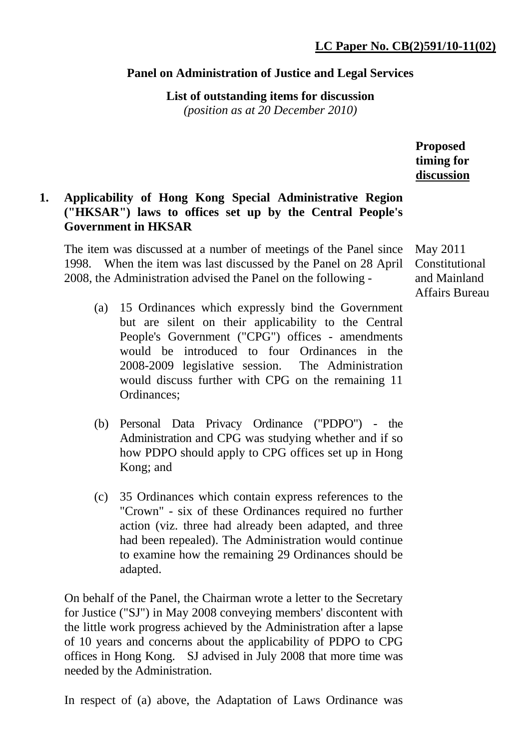**LC Paper No. CB(2)591/10-11(02)**

**Panel on Administration of Justice and Legal Services**

**List of outstanding items for discussion**
*(position as at 20 December 2010)*

**Proposed timing for discussion**

**1. Applicability of Hong Kong Special Administrative Region ("HKSAR") laws to offices set up by the Central People's Government in HKSAR**

The item was discussed at a number of meetings of the Panel since 1998. When the item was last discussed by the Panel on 28 April 2008, the Administration advised the Panel on the following -

May 2011
Constitutional and Mainland Affairs Bureau

(a) 15 Ordinances which expressly bind the Government but are silent on their applicability to the Central People's Government ("CPG") offices - amendments would be introduced to four Ordinances in the 2008-2009 legislative session. The Administration would discuss further with CPG on the remaining 11 Ordinances;

(b) Personal Data Privacy Ordinance ("PDPO") - the Administration and CPG was studying whether and if so how PDPO should apply to CPG offices set up in Hong Kong; and

(c) 35 Ordinances which contain express references to the "Crown" - six of these Ordinances required no further action (viz. three had already been adapted, and three had been repealed). The Administration would continue to examine how the remaining 29 Ordinances should be adapted.

On behalf of the Panel, the Chairman wrote a letter to the Secretary for Justice ("SJ") in May 2008 conveying members' discontent with the little work progress achieved by the Administration after a lapse of 10 years and concerns about the applicability of PDPO to CPG offices in Hong Kong. SJ advised in July 2008 that more time was needed by the Administration.

In respect of (a) above, the Adaptation of Laws Ordinance was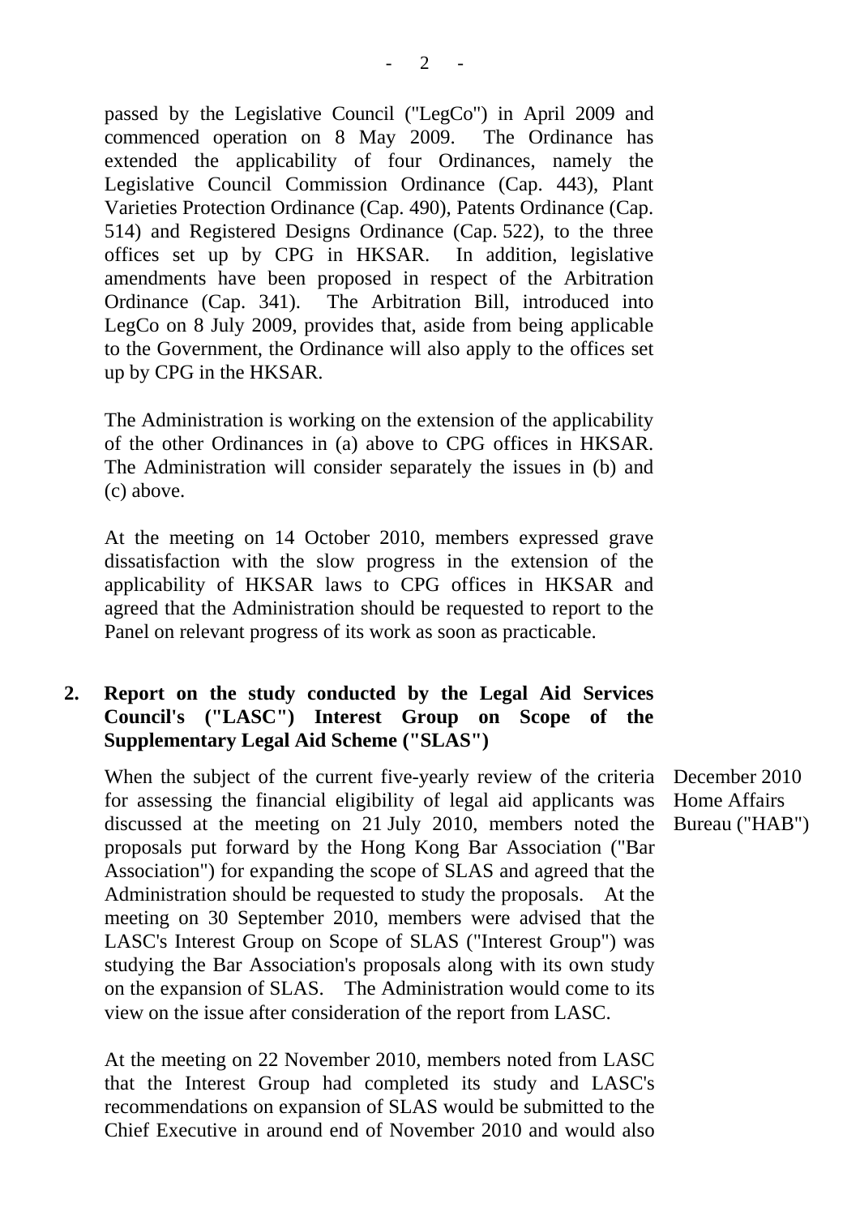passed by the Legislative Council ("LegCo") in April 2009 and commenced operation on 8 May 2009. The Ordinance has extended the applicability of four Ordinances, namely the Legislative Council Commission Ordinance (Cap. 443), Plant Varieties Protection Ordinance (Cap. 490), Patents Ordinance (Cap. 514) and Registered Designs Ordinance (Cap. 522), to the three offices set up by CPG in HKSAR. In addition, legislative amendments have been proposed in respect of the Arbitration Ordinance (Cap. 341). The Arbitration Bill, introduced into LegCo on 8 July 2009, provides that, aside from being applicable to the Government, the Ordinance will also apply to the offices set up by CPG in the HKSAR.

The Administration is working on the extension of the applicability of the other Ordinances in (a) above to CPG offices in HKSAR. The Administration will consider separately the issues in (b) and (c) above.

At the meeting on 14 October 2010, members expressed grave dissatisfaction with the slow progress in the extension of the applicability of HKSAR laws to CPG offices in HKSAR and agreed that the Administration should be requested to report to the Panel on relevant progress of its work as soon as practicable.

**2. Report on the study conducted by the Legal Aid Services Council's ("LASC") Interest Group on Scope of the Supplementary Legal Aid Scheme ("SLAS")**

December 2010
Home Affairs Bureau ("HAB")

When the subject of the current five-yearly review of the criteria for assessing the financial eligibility of legal aid applicants was discussed at the meeting on 21 July 2010, members noted the proposals put forward by the Hong Kong Bar Association ("Bar Association") for expanding the scope of SLAS and agreed that the Administration should be requested to study the proposals. At the meeting on 30 September 2010, members were advised that the LASC's Interest Group on Scope of SLAS ("Interest Group") was studying the Bar Association's proposals along with its own study on the expansion of SLAS. The Administration would come to its view on the issue after consideration of the report from LASC.

At the meeting on 22 November 2010, members noted from LASC that the Interest Group had completed its study and LASC's recommendations on expansion of SLAS would be submitted to the Chief Executive in around end of November 2010 and would also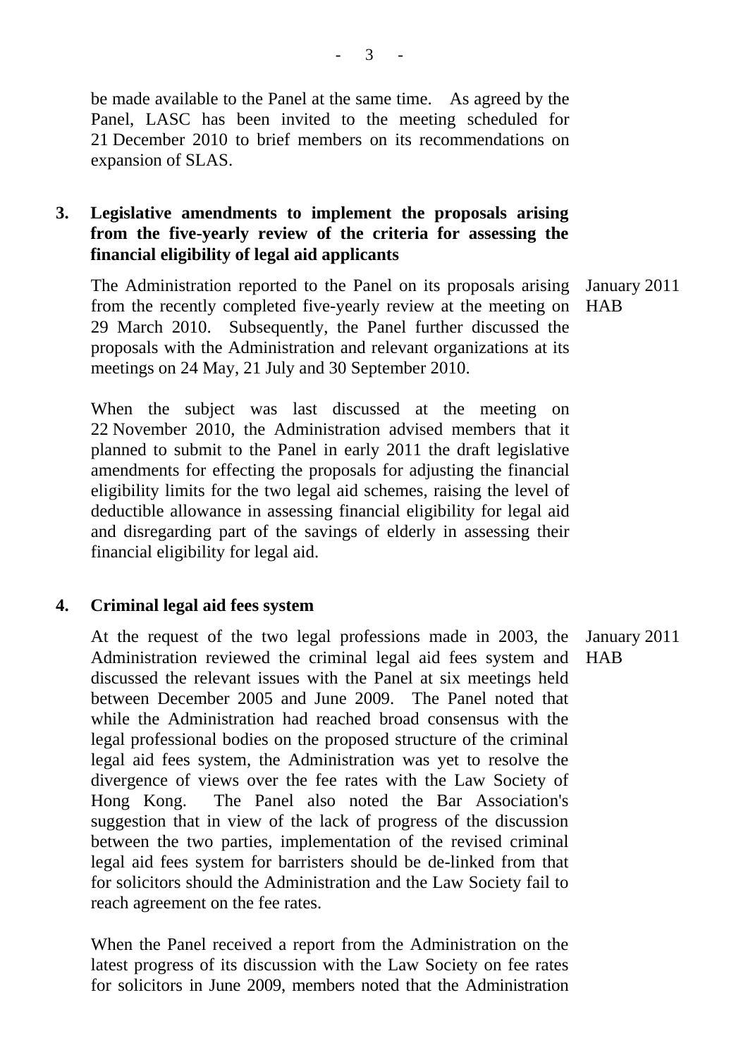be made available to the Panel at the same time. As agreed by the Panel, LASC has been invited to the meeting scheduled for 21 December 2010 to brief members on its recommendations on expansion of SLAS.

**3. Legislative amendments to implement the proposals arising from the five-yearly review of the criteria for assessing the financial eligibility of legal aid applicants**

The Administration reported to the Panel on its proposals arising from the recently completed five-yearly review at the meeting on 29 March 2010. Subsequently, the Panel further discussed the proposals with the Administration and relevant organizations at its meetings on 24 May, 21 July and 30 September 2010.

January 2011
HAB

When the subject was last discussed at the meeting on 22 November 2010, the Administration advised members that it planned to submit to the Panel in early 2011 the draft legislative amendments for effecting the proposals for adjusting the financial eligibility limits for the two legal aid schemes, raising the level of deductible allowance in assessing financial eligibility for legal aid and disregarding part of the savings of elderly in assessing their financial eligibility for legal aid.

**4. Criminal legal aid fees system**

At the request of the two legal professions made in 2003, the Administration reviewed the criminal legal aid fees system and discussed the relevant issues with the Panel at six meetings held between December 2005 and June 2009. The Panel noted that while the Administration had reached broad consensus with the legal professional bodies on the proposed structure of the criminal legal aid fees system, the Administration was yet to resolve the divergence of views over the fee rates with the Law Society of Hong Kong. The Panel also noted the Bar Association's suggestion that in view of the lack of progress of the discussion between the two parties, implementation of the revised criminal legal aid fees system for barristers should be de-linked from that for solicitors should the Administration and the Law Society fail to reach agreement on the fee rates.

January 2011
HAB

When the Panel received a report from the Administration on the latest progress of its discussion with the Law Society on fee rates for solicitors in June 2009, members noted that the Administration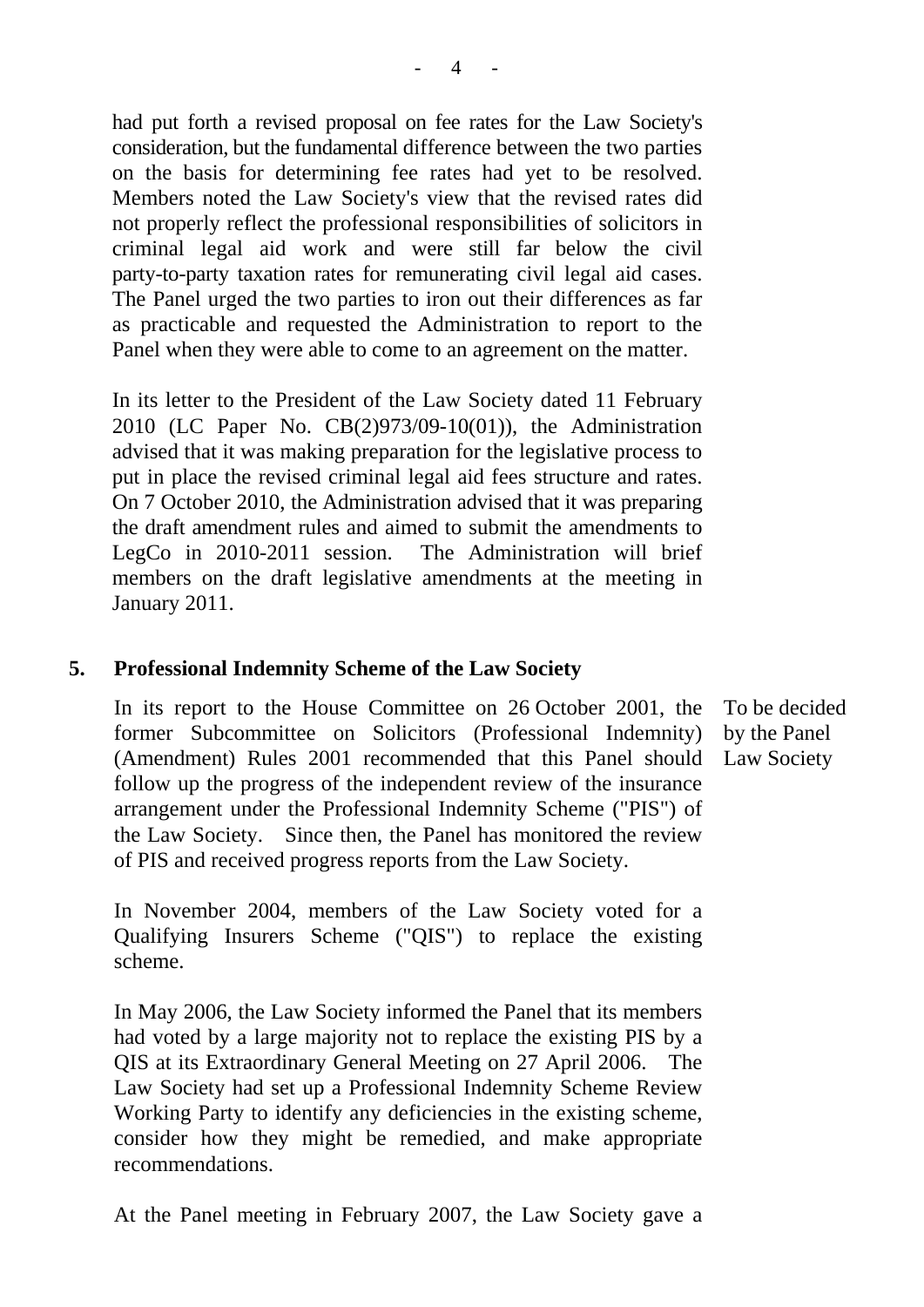had put forth a revised proposal on fee rates for the Law Society's consideration, but the fundamental difference between the two parties on the basis for determining fee rates had yet to be resolved. Members noted the Law Society's view that the revised rates did not properly reflect the professional responsibilities of solicitors in criminal legal aid work and were still far below the civil party-to-party taxation rates for remunerating civil legal aid cases. The Panel urged the two parties to iron out their differences as far as practicable and requested the Administration to report to the Panel when they were able to come to an agreement on the matter.

In its letter to the President of the Law Society dated 11 February 2010 (LC Paper No. CB(2)973/09-10(01)), the Administration advised that it was making preparation for the legislative process to put in place the revised criminal legal aid fees structure and rates. On 7 October 2010, the Administration advised that it was preparing the draft amendment rules and aimed to submit the amendments to LegCo in 2010-2011 session. The Administration will brief members on the draft legislative amendments at the meeting in January 2011.

**5. Professional Indemnity Scheme of the Law Society**

In its report to the House Committee on 26 October 2001, the former Subcommittee on Solicitors (Professional Indemnity) (Amendment) Rules 2001 recommended that this Panel should follow up the progress of the independent review of the insurance arrangement under the Professional Indemnity Scheme ("PIS") of the Law Society. Since then, the Panel has monitored the review of PIS and received progress reports from the Law Society.

To be decided by the Panel
Law Society

In November 2004, members of the Law Society voted for a Qualifying Insurers Scheme ("QIS") to replace the existing scheme.

In May 2006, the Law Society informed the Panel that its members had voted by a large majority not to replace the existing PIS by a QIS at its Extraordinary General Meeting on 27 April 2006. The Law Society had set up a Professional Indemnity Scheme Review Working Party to identify any deficiencies in the existing scheme, consider how they might be remedied, and make appropriate recommendations.

At the Panel meeting in February 2007, the Law Society gave a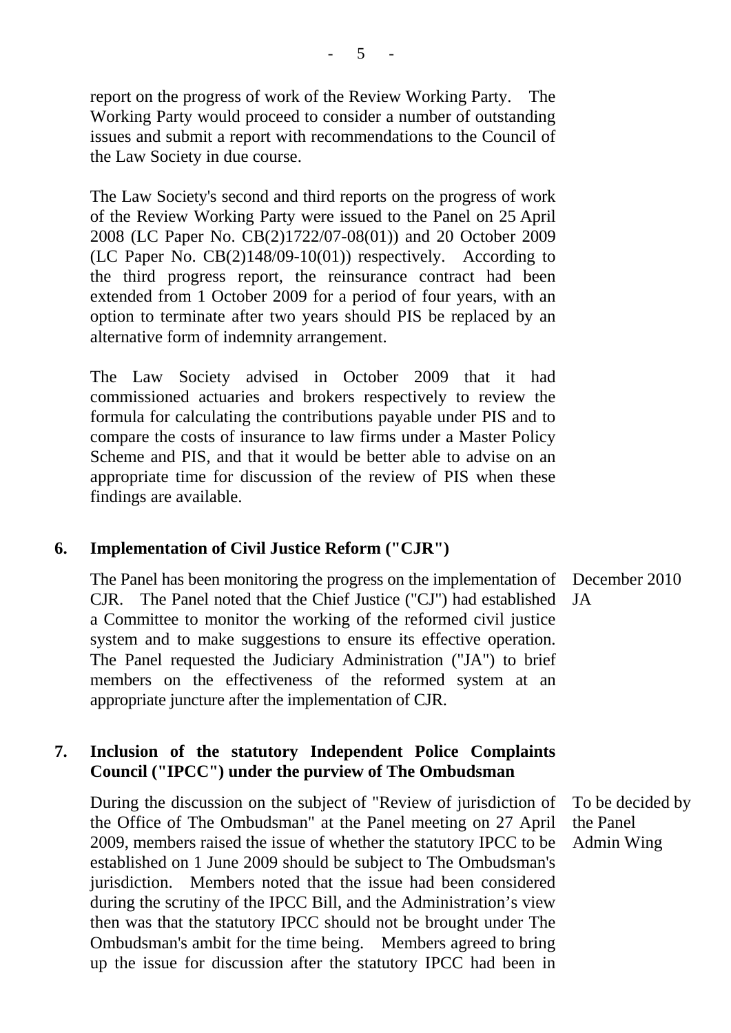report on the progress of work of the Review Working Party. The Working Party would proceed to consider a number of outstanding issues and submit a report with recommendations to the Council of the Law Society in due course.

The Law Society's second and third reports on the progress of work of the Review Working Party were issued to the Panel on 25 April 2008 (LC Paper No. CB(2)1722/07-08(01)) and 20 October 2009 (LC Paper No. CB(2)148/09-10(01)) respectively. According to the third progress report, the reinsurance contract had been extended from 1 October 2009 for a period of four years, with an option to terminate after two years should PIS be replaced by an alternative form of indemnity arrangement.

The Law Society advised in October 2009 that it had commissioned actuaries and brokers respectively to review the formula for calculating the contributions payable under PIS and to compare the costs of insurance to law firms under a Master Policy Scheme and PIS, and that it would be better able to advise on an appropriate time for discussion of the review of PIS when these findings are available.

**6. Implementation of Civil Justice Reform ("CJR")**

| | |
|---|---|
| The Panel has been monitoring the progress on the implementation of CJR. The Panel noted that the Chief Justice ("CJ") had established a Committee to monitor the working of the reformed civil justice system and to make suggestions to ensure its effective operation. The Panel requested the Judiciary Administration ("JA") to brief members on the effectiveness of the reformed system at an appropriate juncture after the implementation of CJR. | December 2010<br>JA |

**7. Inclusion of the statutory Independent Police Complaints Council ("IPCC") under the purview of The Ombudsman**

| | |
|---|---|
| During the discussion on the subject of "Review of jurisdiction of the Office of The Ombudsman" at the Panel meeting on 27 April 2009, members raised the issue of whether the statutory IPCC to be established on 1 June 2009 should be subject to The Ombudsman's jurisdiction. Members noted that the issue had been considered during the scrutiny of the IPCC Bill, and the Administration's view then was that the statutory IPCC should not be brought under The Ombudsman's ambit for the time being. Members agreed to bring up the issue for discussion after the statutory IPCC had been in | To be decided by the Panel<br>Admin Wing |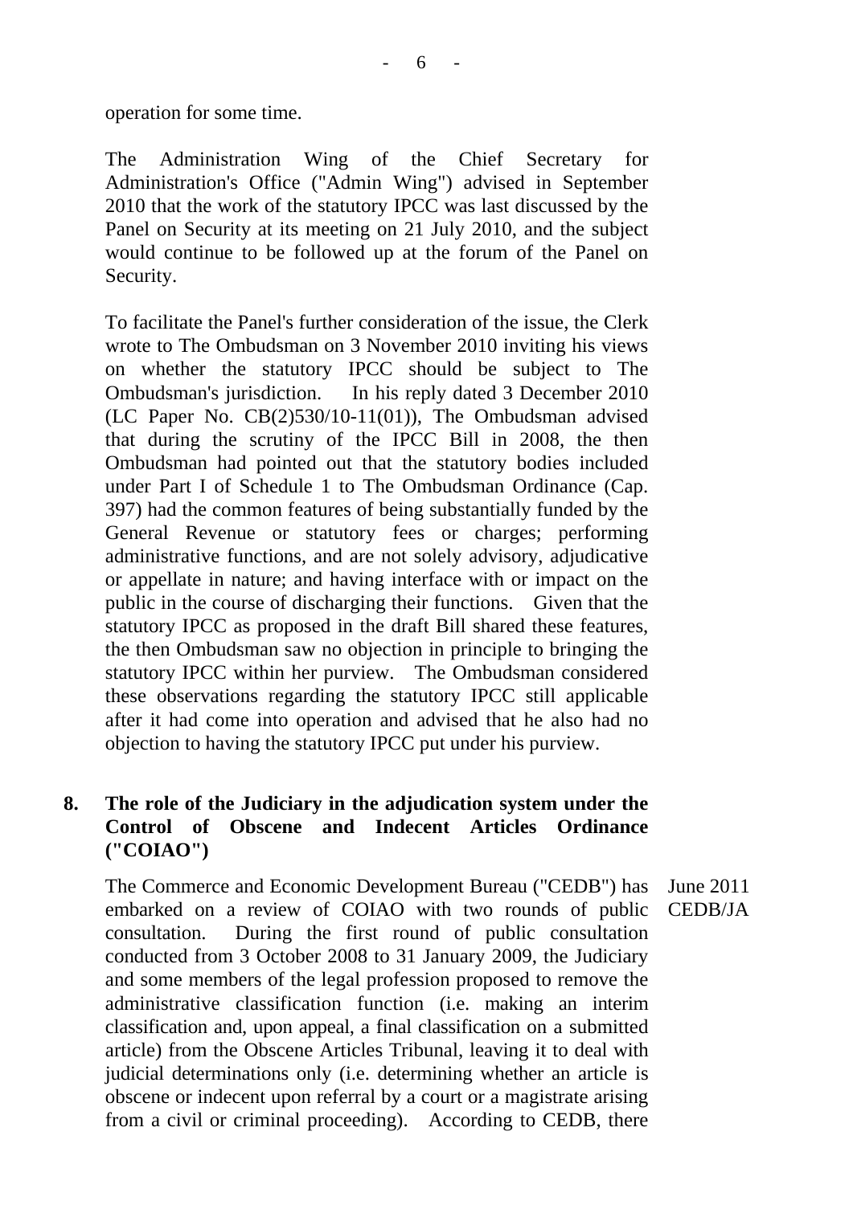operation for some time.

The Administration Wing of the Chief Secretary for Administration's Office ("Admin Wing") advised in September 2010 that the work of the statutory IPCC was last discussed by the Panel on Security at its meeting on 21 July 2010, and the subject would continue to be followed up at the forum of the Panel on Security.

To facilitate the Panel's further consideration of the issue, the Clerk wrote to The Ombudsman on 3 November 2010 inviting his views on whether the statutory IPCC should be subject to The Ombudsman's jurisdiction. In his reply dated 3 December 2010 (LC Paper No. CB(2)530/10-11(01)), The Ombudsman advised that during the scrutiny of the IPCC Bill in 2008, the then Ombudsman had pointed out that the statutory bodies included under Part I of Schedule 1 to The Ombudsman Ordinance (Cap. 397) had the common features of being substantially funded by the General Revenue or statutory fees or charges; performing administrative functions, and are not solely advisory, adjudicative or appellate in nature; and having interface with or impact on the public in the course of discharging their functions. Given that the statutory IPCC as proposed in the draft Bill shared these features, the then Ombudsman saw no objection in principle to bringing the statutory IPCC within her purview. The Ombudsman considered these observations regarding the statutory IPCC still applicable after it had come into operation and advised that he also had no objection to having the statutory IPCC put under his purview.

**8. The role of the Judiciary in the adjudication system under the Control of Obscene and Indecent Articles Ordinance ("COIAO")**

June 2011
CEDB/JA

The Commerce and Economic Development Bureau ("CEDB") has embarked on a review of COIAO with two rounds of public consultation. During the first round of public consultation conducted from 3 October 2008 to 31 January 2009, the Judiciary and some members of the legal profession proposed to remove the administrative classification function (i.e. making an interim classification and, upon appeal, a final classification on a submitted article) from the Obscene Articles Tribunal, leaving it to deal with judicial determinations only (i.e. determining whether an article is obscene or indecent upon referral by a court or a magistrate arising from a civil or criminal proceeding). According to CEDB, there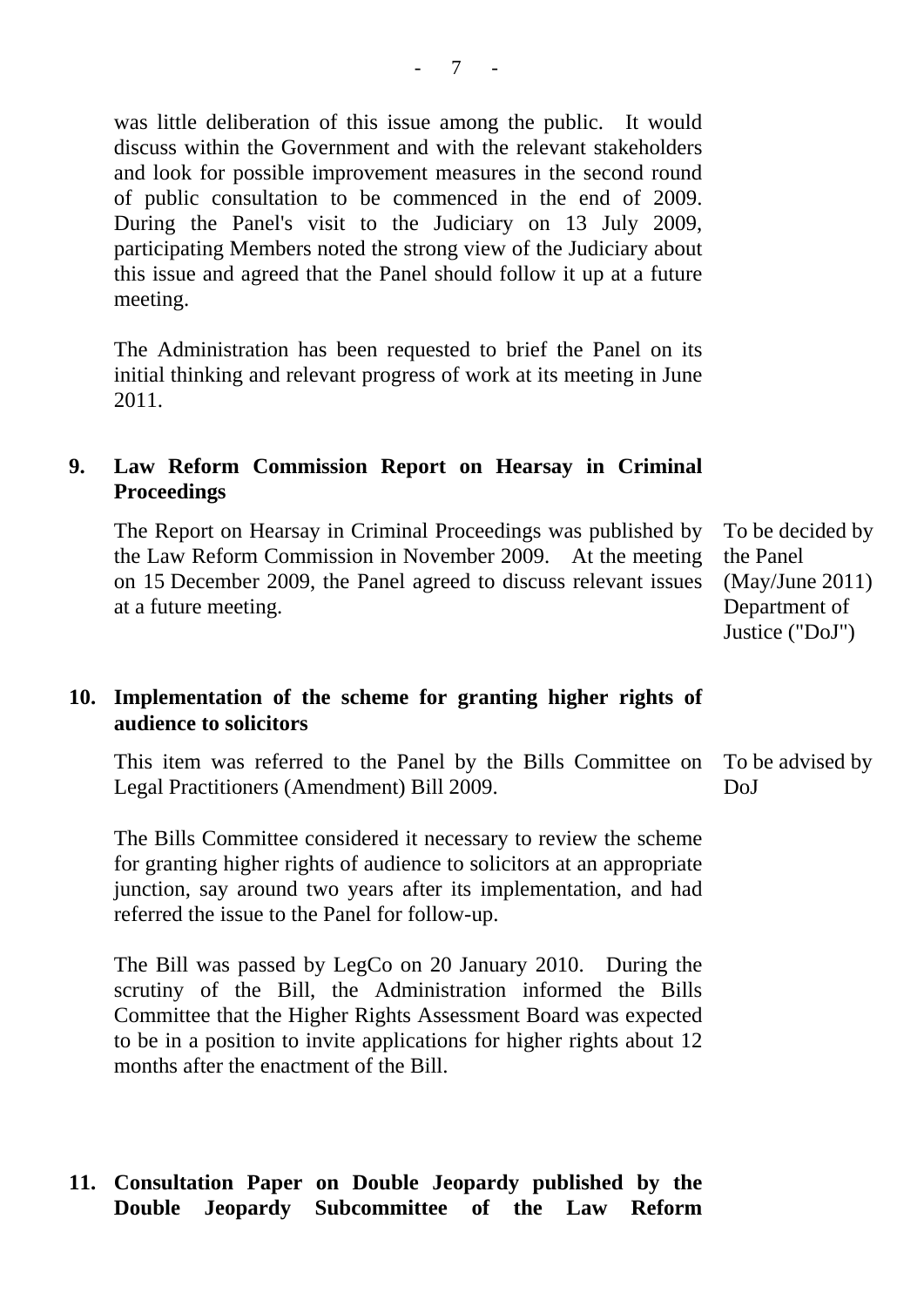was little deliberation of this issue among the public. It would discuss within the Government and with the relevant stakeholders and look for possible improvement measures in the second round of public consultation to be commenced in the end of 2009. During the Panel's visit to the Judiciary on 13 July 2009, participating Members noted the strong view of the Judiciary about this issue and agreed that the Panel should follow it up at a future meeting.

The Administration has been requested to brief the Panel on its initial thinking and relevant progress of work at its meeting in June 2011.

**9. Law Reform Commission Report on Hearsay in Criminal Proceedings**

The Report on Hearsay in Criminal Proceedings was published by the Law Reform Commission in November 2009. At the meeting on 15 December 2009, the Panel agreed to discuss relevant issues at a future meeting.

To be decided by the Panel (May/June 2011)
Department of Justice ("DoJ")

**10. Implementation of the scheme for granting higher rights of audience to solicitors**

This item was referred to the Panel by the Bills Committee on Legal Practitioners (Amendment) Bill 2009.

To be advised by DoJ

The Bills Committee considered it necessary to review the scheme for granting higher rights of audience to solicitors at an appropriate junction, say around two years after its implementation, and had referred the issue to the Panel for follow-up.

The Bill was passed by LegCo on 20 January 2010. During the scrutiny of the Bill, the Administration informed the Bills Committee that the Higher Rights Assessment Board was expected to be in a position to invite applications for higher rights about 12 months after the enactment of the Bill.

**11. Consultation Paper on Double Jeopardy published by the Double Jeopardy Subcommittee of the Law Reform**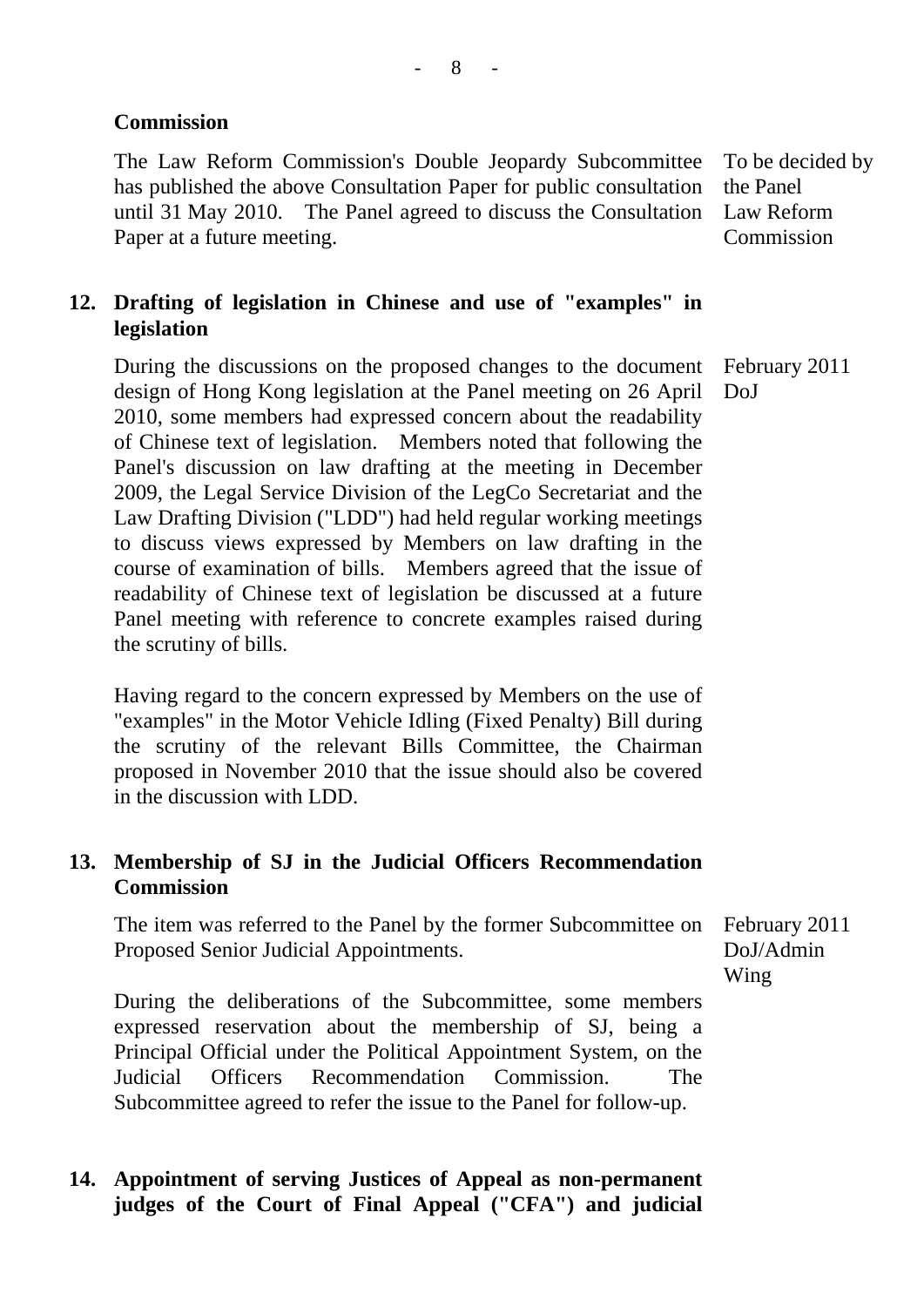**Commission**

| | |
|---|---|
| The Law Reform Commission's Double Jeopardy Subcommittee has published the above Consultation Paper for public consultation until 31 May 2010. The Panel agreed to discuss the Consultation Paper at a future meeting. | To be decided by the Panel<br>Law Reform Commission |

## 12. Drafting of legislation in Chinese and use of "examples" in legislation

| | |
|---|---|
| During the discussions on the proposed changes to the document design of Hong Kong legislation at the Panel meeting on 26 April 2010, some members had expressed concern about the readability of Chinese text of legislation. Members noted that following the Panel's discussion on law drafting at the meeting in December 2009, the Legal Service Division of the LegCo Secretariat and the Law Drafting Division ("LDD") had held regular working meetings to discuss views expressed by Members on law drafting in the course of examination of bills. Members agreed that the issue of readability of Chinese text of legislation be discussed at a future Panel meeting with reference to concrete examples raised during the scrutiny of bills.<br><br>Having regard to the concern expressed by Members on the use of "examples" in the Motor Vehicle Idling (Fixed Penalty) Bill during the scrutiny of the relevant Bills Committee, the Chairman proposed in November 2010 that the issue should also be covered in the discussion with LDD. | February 2011<br>DoJ |

## 13. Membership of SJ in the Judicial Officers Recommendation Commission

| | |
|---|---|
| The item was referred to the Panel by the former Subcommittee on Proposed Senior Judicial Appointments.<br><br>During the deliberations of the Subcommittee, some members expressed reservation about the membership of SJ, being a Principal Official under the Political Appointment System, on the Judicial Officers Recommendation Commission. The Subcommittee agreed to refer the issue to the Panel for follow-up. | February 2011<br>DoJ/Admin Wing |

## 14. Appointment of serving Justices of Appeal as non-permanent judges of the Court of Final Appeal ("CFA") and judicial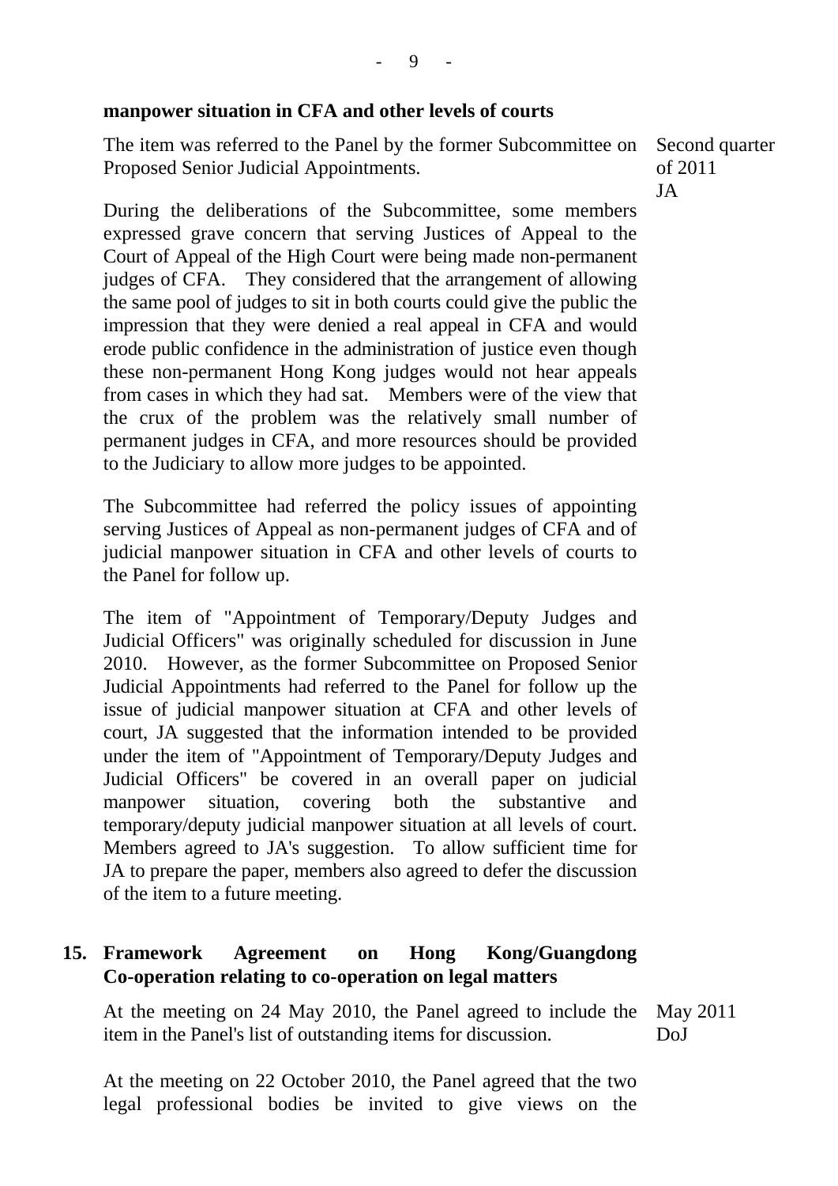**manpower situation in CFA and other levels of courts**

The item was referred to the Panel by the former Subcommittee on Proposed Senior Judicial Appointments.

Second quarter of 2011
JA

During the deliberations of the Subcommittee, some members expressed grave concern that serving Justices of Appeal to the Court of Appeal of the High Court were being made non-permanent judges of CFA. They considered that the arrangement of allowing the same pool of judges to sit in both courts could give the public the impression that they were denied a real appeal in CFA and would erode public confidence in the administration of justice even though these non-permanent Hong Kong judges would not hear appeals from cases in which they had sat. Members were of the view that the crux of the problem was the relatively small number of permanent judges in CFA, and more resources should be provided to the Judiciary to allow more judges to be appointed.

The Subcommittee had referred the policy issues of appointing serving Justices of Appeal as non-permanent judges of CFA and of judicial manpower situation in CFA and other levels of courts to the Panel for follow up.

The item of "Appointment of Temporary/Deputy Judges and Judicial Officers" was originally scheduled for discussion in June 2010. However, as the former Subcommittee on Proposed Senior Judicial Appointments had referred to the Panel for follow up the issue of judicial manpower situation at CFA and other levels of court, JA suggested that the information intended to be provided under the item of "Appointment of Temporary/Deputy Judges and Judicial Officers" be covered in an overall paper on judicial manpower situation, covering both the substantive and temporary/deputy judicial manpower situation at all levels of court. Members agreed to JA's suggestion. To allow sufficient time for JA to prepare the paper, members also agreed to defer the discussion of the item to a future meeting.

**15. Framework Agreement on Hong Kong/Guangdong Co-operation relating to co-operation on legal matters**

At the meeting on 24 May 2010, the Panel agreed to include the item in the Panel's list of outstanding items for discussion.

May 2011
DoJ

At the meeting on 22 October 2010, the Panel agreed that the two legal professional bodies be invited to give views on the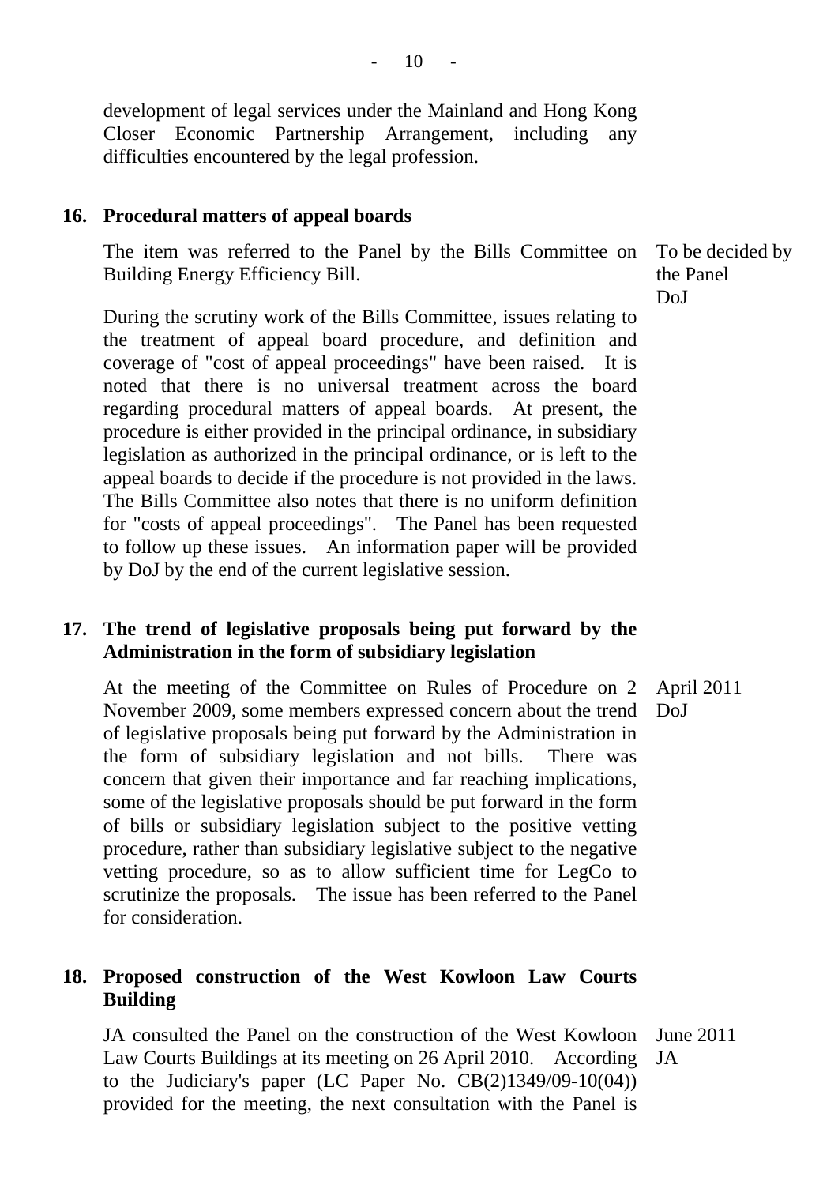development of legal services under the Mainland and Hong Kong Closer Economic Partnership Arrangement, including any difficulties encountered by the legal profession.

**16. Procedural matters of appeal boards**

The item was referred to the Panel by the Bills Committee on Building Energy Efficiency Bill.

To be decided by the Panel
DoJ

During the scrutiny work of the Bills Committee, issues relating to the treatment of appeal board procedure, and definition and coverage of "cost of appeal proceedings" have been raised. It is noted that there is no universal treatment across the board regarding procedural matters of appeal boards. At present, the procedure is either provided in the principal ordinance, in subsidiary legislation as authorized in the principal ordinance, or is left to the appeal boards to decide if the procedure is not provided in the laws. The Bills Committee also notes that there is no uniform definition for "costs of appeal proceedings". The Panel has been requested to follow up these issues. An information paper will be provided by DoJ by the end of the current legislative session.

**17. The trend of legislative proposals being put forward by the Administration in the form of subsidiary legislation**

At the meeting of the Committee on Rules of Procedure on 2 November 2009, some members expressed concern about the trend of legislative proposals being put forward by the Administration in the form of subsidiary legislation and not bills. There was concern that given their importance and far reaching implications, some of the legislative proposals should be put forward in the form of bills or subsidiary legislation subject to the positive vetting procedure, rather than subsidiary legislative subject to the negative vetting procedure, so as to allow sufficient time for LegCo to scrutinize the proposals. The issue has been referred to the Panel for consideration.

April 2011
DoJ

**18. Proposed construction of the West Kowloon Law Courts Building**

JA consulted the Panel on the construction of the West Kowloon Law Courts Buildings at its meeting on 26 April 2010. According to the Judiciary's paper (LC Paper No. CB(2)1349/09-10(04)) provided for the meeting, the next consultation with the Panel is

June 2011
JA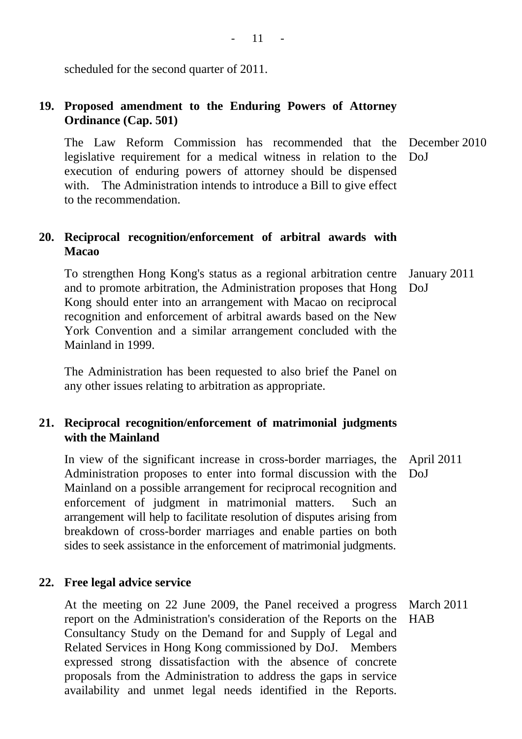scheduled for the second quarter of 2011.

**19. Proposed amendment to the Enduring Powers of Attorney Ordinance (Cap. 501)**

The Law Reform Commission has recommended that the legislative requirement for a medical witness in relation to the execution of enduring powers of attorney should be dispensed with. The Administration intends to introduce a Bill to give effect to the recommendation.

December 2010
DoJ

**20. Reciprocal recognition/enforcement of arbitral awards with Macao**

To strengthen Hong Kong's status as a regional arbitration centre and to promote arbitration, the Administration proposes that Hong Kong should enter into an arrangement with Macao on reciprocal recognition and enforcement of arbitral awards based on the New York Convention and a similar arrangement concluded with the Mainland in 1999.

January 2011
DoJ

The Administration has been requested to also brief the Panel on any other issues relating to arbitration as appropriate.

**21. Reciprocal recognition/enforcement of matrimonial judgments with the Mainland**

In view of the significant increase in cross-border marriages, the Administration proposes to enter into formal discussion with the Mainland on a possible arrangement for reciprocal recognition and enforcement of judgment in matrimonial matters. Such an arrangement will help to facilitate resolution of disputes arising from breakdown of cross-border marriages and enable parties on both sides to seek assistance in the enforcement of matrimonial judgments.

April 2011
DoJ

**22. Free legal advice service**

At the meeting on 22 June 2009, the Panel received a progress report on the Administration's consideration of the Reports on the Consultancy Study on the Demand for and Supply of Legal and Related Services in Hong Kong commissioned by DoJ. Members expressed strong dissatisfaction with the absence of concrete proposals from the Administration to address the gaps in service availability and unmet legal needs identified in the Reports.

March 2011
HAB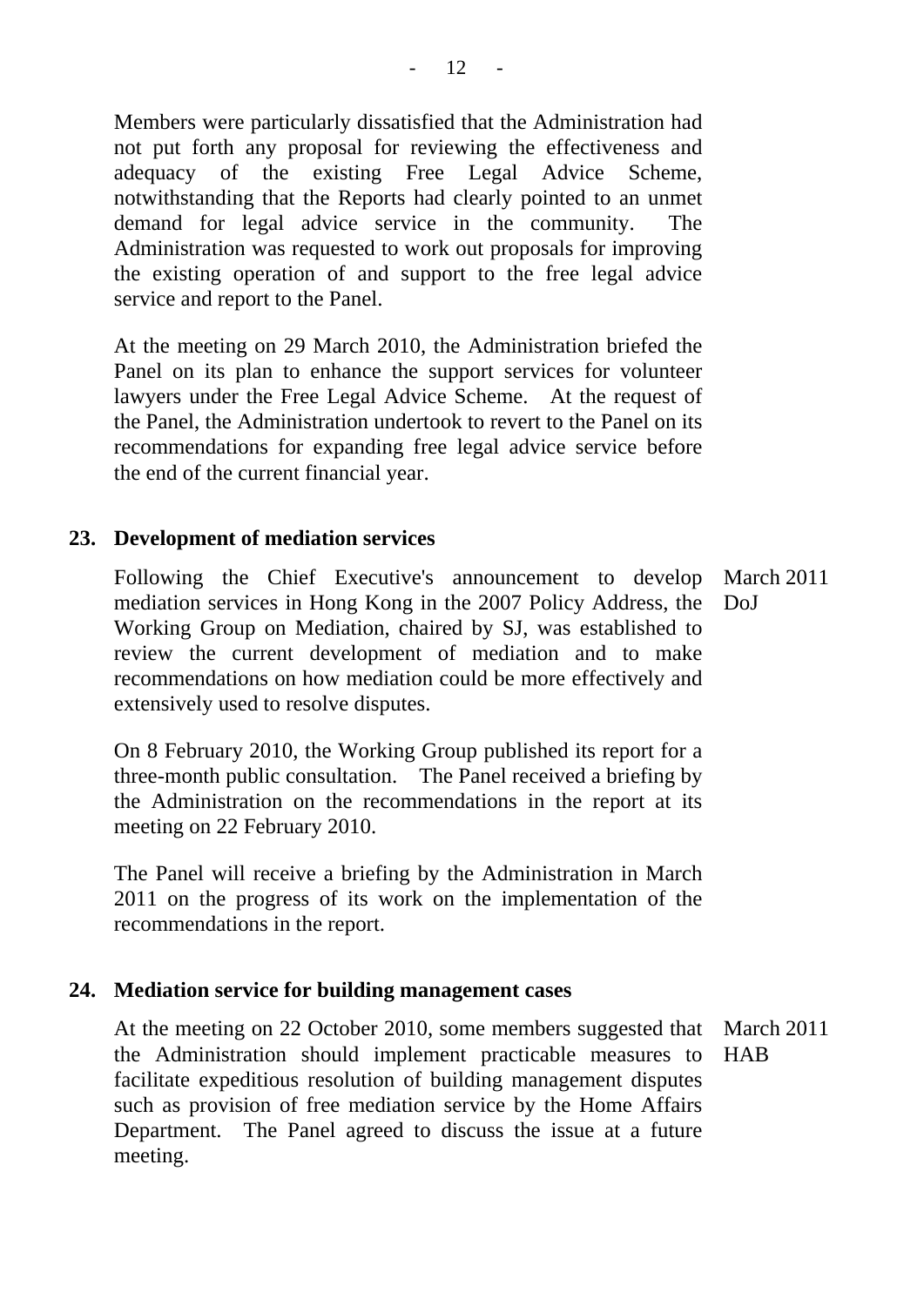Members were particularly dissatisfied that the Administration had not put forth any proposal for reviewing the effectiveness and adequacy of the existing Free Legal Advice Scheme, notwithstanding that the Reports had clearly pointed to an unmet demand for legal advice service in the community. The Administration was requested to work out proposals for improving the existing operation of and support to the free legal advice service and report to the Panel.

At the meeting on 29 March 2010, the Administration briefed the Panel on its plan to enhance the support services for volunteer lawyers under the Free Legal Advice Scheme. At the request of the Panel, the Administration undertook to revert to the Panel on its recommendations for expanding free legal advice service before the end of the current financial year.

**23. Development of mediation services**

March 2011
DoJ

Following the Chief Executive's announcement to develop mediation services in Hong Kong in the 2007 Policy Address, the Working Group on Mediation, chaired by SJ, was established to review the current development of mediation and to make recommendations on how mediation could be more effectively and extensively used to resolve disputes.

On 8 February 2010, the Working Group published its report for a three-month public consultation. The Panel received a briefing by the Administration on the recommendations in the report at its meeting on 22 February 2010.

The Panel will receive a briefing by the Administration in March 2011 on the progress of its work on the implementation of the recommendations in the report.

**24. Mediation service for building management cases**

March 2011
HAB

At the meeting on 22 October 2010, some members suggested that the Administration should implement practicable measures to facilitate expeditious resolution of building management disputes such as provision of free mediation service by the Home Affairs Department. The Panel agreed to discuss the issue at a future meeting.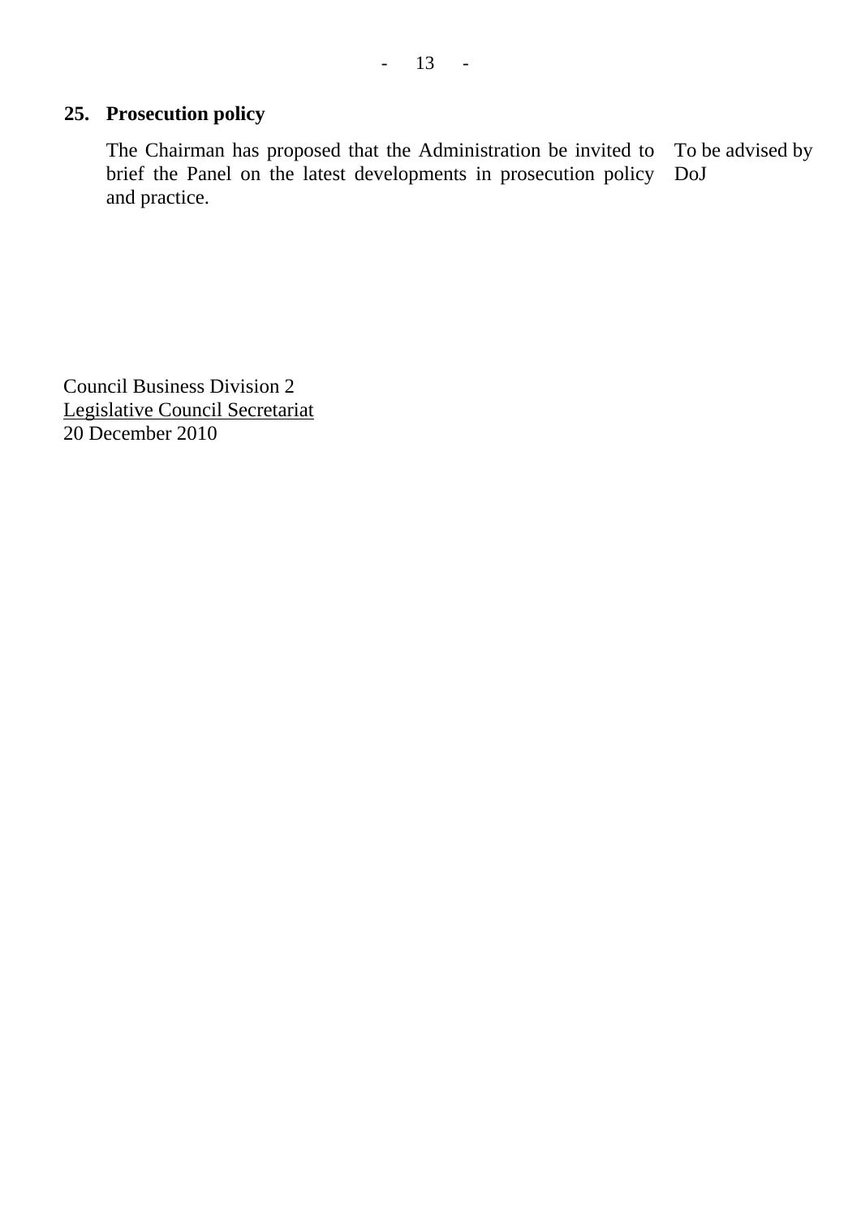**25. Prosecution policy**

| | |
|---|---|
| The Chairman has proposed that the Administration be invited to brief the Panel on the latest developments in prosecution policy and practice. | To be advised by DoJ |

Council Business Division 2
Legislative Council Secretariat
20 December 2010